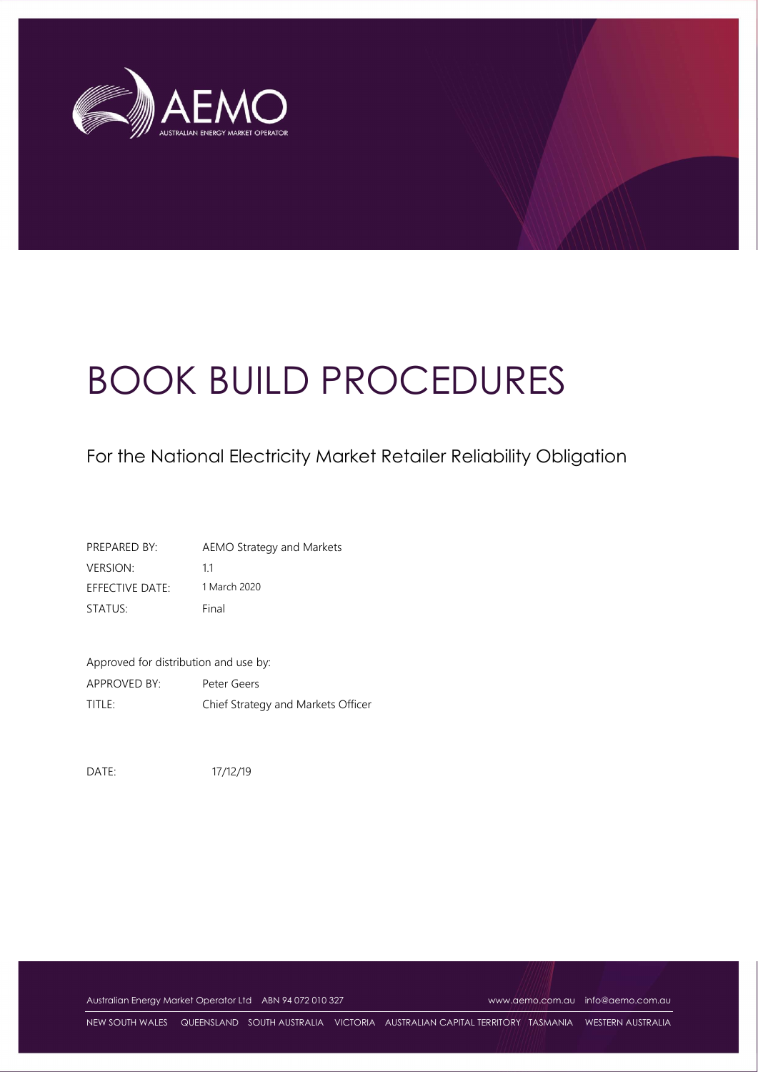# BOOK BUILD PROCEDURES

## For the National Electricity Market Retailer Reliability Obligation

| | |
|---|---|
| PREPARED BY: | AEMO Strategy and Markets |
| VERSION: | 1.1 |
| EFFECTIVE DATE: | 1 March 2020 |
| STATUS: | Final |

Approved for distribution and use by:

| | |
|---|---|
| APPROVED BY: | Peter Geers |
| TITLE: | Chief Strategy and Markets Officer |

DATE: 17/12/19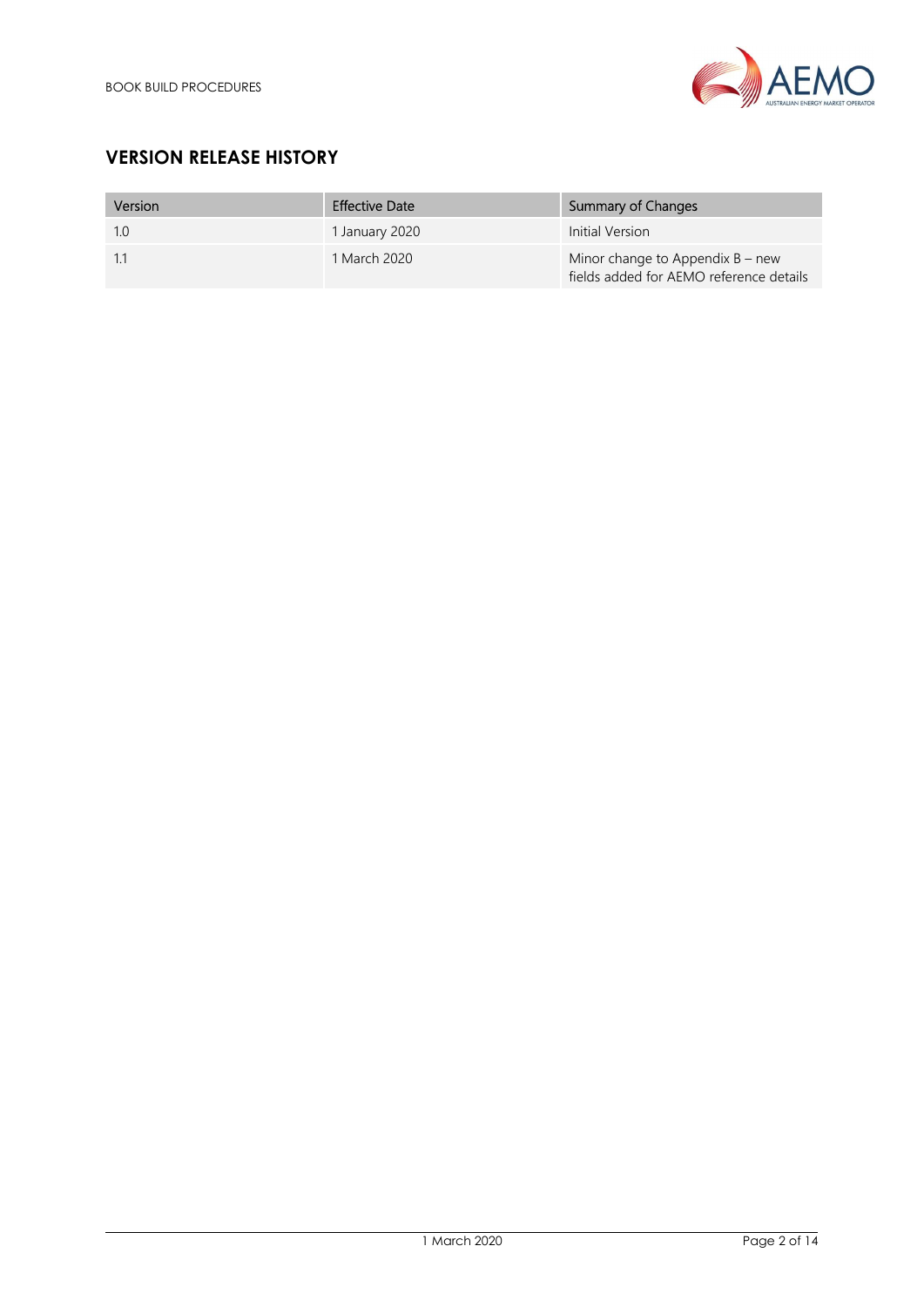## VERSION RELEASE HISTORY

| Version | Effective Date | Summary of Changes |
|---|---|---|
| 1.0 | 1 January 2020 | Initial Version |
| 1.1 | 1 March 2020 | Minor change to Appendix B – new fields added for AEMO reference details |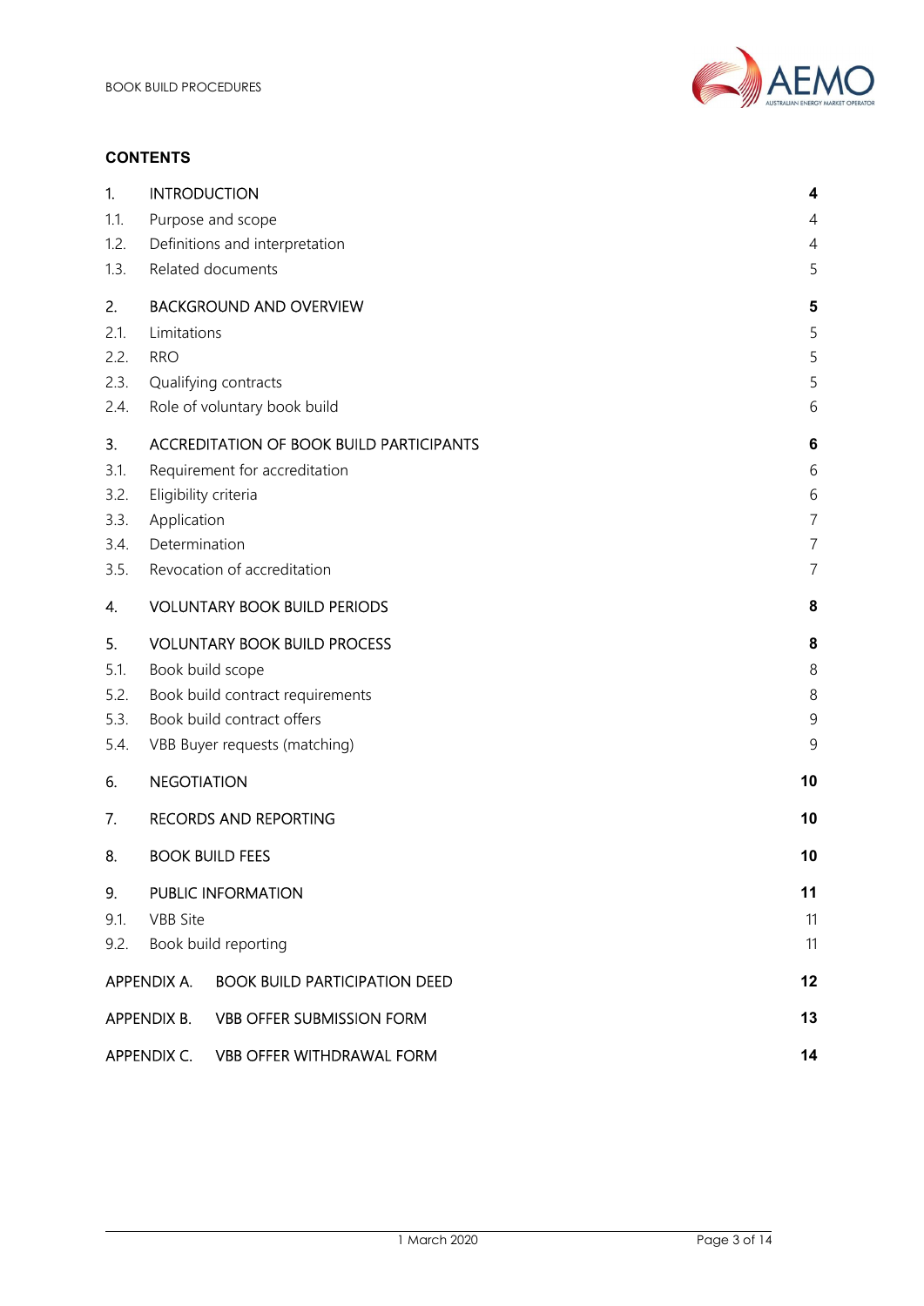## CONTENTS

| | | |
|---|---|---|
| **1.** | **INTRODUCTION** | **4** |
| 1.1. | Purpose and scope | 4 |
| 1.2. | Definitions and interpretation | 4 |
| 1.3. | Related documents | 5 |
| **2.** | **BACKGROUND AND OVERVIEW** | **5** |
| 2.1. | Limitations | 5 |
| 2.2. | RRO | 5 |
| 2.3. | Qualifying contracts | 5 |
| 2.4. | Role of voluntary book build | 6 |
| **3.** | **ACCREDITATION OF BOOK BUILD PARTICIPANTS** | **6** |
| 3.1. | Requirement for accreditation | 6 |
| 3.2. | Eligibility criteria | 6 |
| 3.3. | Application | 7 |
| 3.4. | Determination | 7 |
| 3.5. | Revocation of accreditation | 7 |
| **4.** | **VOLUNTARY BOOK BUILD PERIODS** | **8** |
| **5.** | **VOLUNTARY BOOK BUILD PROCESS** | **8** |
| 5.1. | Book build scope | 8 |
| 5.2. | Book build contract requirements | 8 |
| 5.3. | Book build contract offers | 9 |
| 5.4. | VBB Buyer requests (matching) | 9 |
| **6.** | **NEGOTIATION** | **10** |
| **7.** | **RECORDS AND REPORTING** | **10** |
| **8.** | **BOOK BUILD FEES** | **10** |
| **9.** | **PUBLIC INFORMATION** | **11** |
| 9.1. | VBB Site | 11 |
| 9.2. | Book build reporting | 11 |
| **APPENDIX A.** | **BOOK BUILD PARTICIPATION DEED** | **12** |
| **APPENDIX B.** | **VBB OFFER SUBMISSION FORM** | **13** |
| **APPENDIX C.** | **VBB OFFER WITHDRAWAL FORM** | **14** |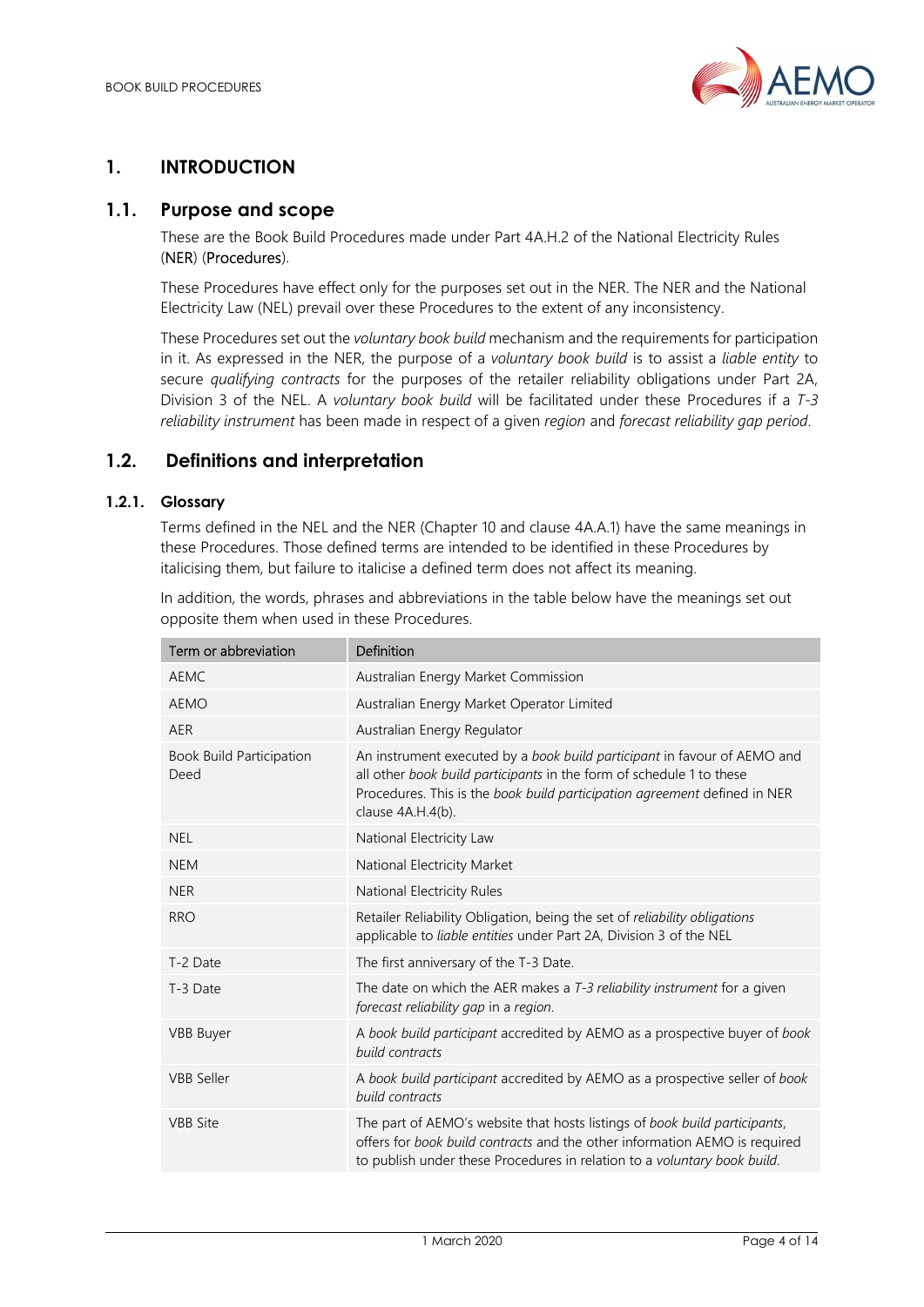# 1. INTRODUCTION

## 1.1. Purpose and scope

These are the Book Build Procedures made under Part 4A.H.2 of the National Electricity Rules (**NER**) (**Procedures**).

These Procedures have effect only for the purposes set out in the NER. The NER and the National Electricity Law (NEL) prevail over these Procedures to the extent of any inconsistency.

These Procedures set out the *voluntary book build* mechanism and the requirements for participation in it. As expressed in the NER, the purpose of a *voluntary book build* is to assist a *liable entity* to secure *qualifying contracts* for the purposes of the retailer reliability obligations under Part 2A, Division 3 of the NEL. A *voluntary book build* will be facilitated under these Procedures if a *T-3 reliability instrument* has been made in respect of a given *region* and *forecast reliability gap period*.

## 1.2. Definitions and interpretation

### 1.2.1. Glossary

Terms defined in the NEL and the NER (Chapter 10 and clause 4A.A.1) have the same meanings in these Procedures. Those defined terms are intended to be identified in these Procedures by italicising them, but failure to italicise a defined term does not affect its meaning.

In addition, the words, phrases and abbreviations in the table below have the meanings set out opposite them when used in these Procedures.

| Term or abbreviation | Definition |
|---|---|
| AEMC | Australian Energy Market Commission |
| AEMO | Australian Energy Market Operator Limited |
| AER | Australian Energy Regulator |
| Book Build Participation Deed | An instrument executed by a *book build participant* in favour of AEMO and all other *book build participants* in the form of schedule 1 to these Procedures. This is the *book build participation agreement* defined in NER clause 4A.H.4(b). |
| NEL | National Electricity Law |
| NEM | National Electricity Market |
| NER | National Electricity Rules |
| RRO | Retailer Reliability Obligation, being the set of *reliability obligations* applicable to *liable entities* under Part 2A, Division 3 of the NEL |
| T-2 Date | The first anniversary of the T-3 Date. |
| T-3 Date | The date on which the AER makes a *T-3 reliability instrument* for a given *forecast reliability gap* in a *region*. |
| VBB Buyer | A *book build participant* accredited by AEMO as a prospective buyer of *book build contracts* |
| VBB Seller | A *book build participant* accredited by AEMO as a prospective seller of *book build contracts* |
| VBB Site | The part of AEMO's website that hosts listings of *book build participants*, offers for *book build contracts* and the other information AEMO is required to publish under these Procedures in relation to a *voluntary book build*. |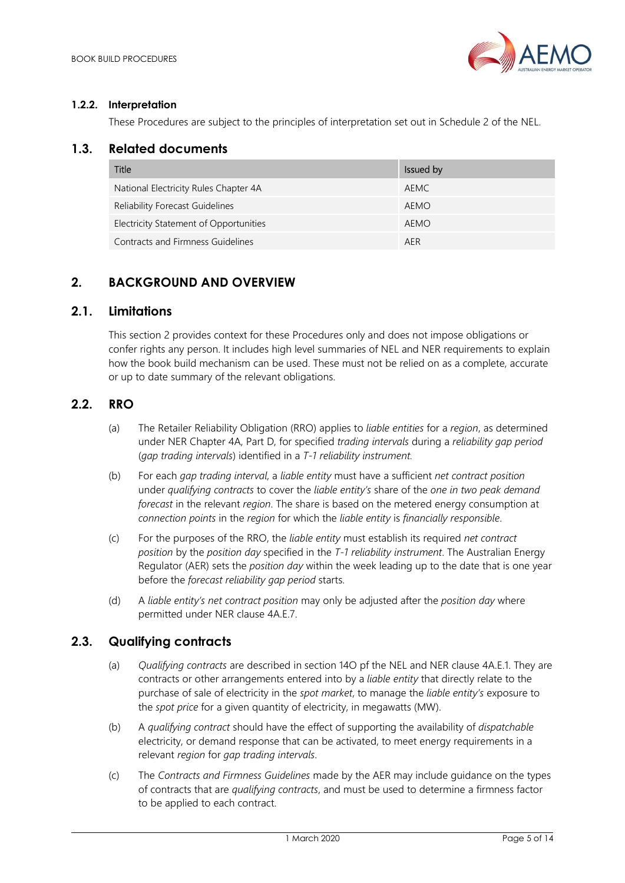### 1.2.2. Interpretation

These Procedures are subject to the principles of interpretation set out in Schedule 2 of the NEL.

## 1.3. Related documents

| Title | Issued by |
|---|---|
| National Electricity Rules Chapter 4A | AEMC |
| Reliability Forecast Guidelines | AEMO |
| Electricity Statement of Opportunities | AEMO |
| Contracts and Firmness Guidelines | AER |

# 2. BACKGROUND AND OVERVIEW

## 2.1. Limitations

This section 2 provides context for these Procedures only and does not impose obligations or confer rights any person. It includes high level summaries of NEL and NER requirements to explain how the book build mechanism can be used. These must not be relied on as a complete, accurate or up to date summary of the relevant obligations.

## 2.2. RRO

(a) The Retailer Reliability Obligation (RRO) applies to *liable entities* for a *region*, as determined under NER Chapter 4A, Part D, for specified *trading intervals* during a *reliability gap period* (*gap trading intervals*) identified in a *T-1 reliability instrument*.

(b) For each *gap trading interval*, a *liable entity* must have a sufficient *net contract position* under *qualifying contracts* to cover the *liable entity's* share of the *one in two peak demand forecast* in the relevant *region*. The share is based on the metered energy consumption at *connection points* in the *region* for which the *liable entity* is *financially responsible*.

(c) For the purposes of the RRO, the *liable entity* must establish its required *net contract position* by the *position day* specified in the *T-1 reliability instrument*. The Australian Energy Regulator (AER) sets the *position day* within the week leading up to the date that is one year before the *forecast reliability gap period* starts.

(d) A *liable entity's net contract position* may only be adjusted after the *position day* where permitted under NER clause 4A.E.7.

## 2.3. Qualifying contracts

(a) *Qualifying contracts* are described in section 14O pf the NEL and NER clause 4A.E.1. They are contracts or other arrangements entered into by a *liable entity* that directly relate to the purchase of sale of electricity in the *spot market*, to manage the *liable entity's* exposure to the *spot price* for a given quantity of electricity, in megawatts (MW).

(b) A *qualifying contract* should have the effect of supporting the availability of *dispatchable* electricity, or demand response that can be activated, to meet energy requirements in a relevant *region* for *gap trading intervals*.

(c) The *Contracts and Firmness Guidelines* made by the AER may include guidance on the types of contracts that are *qualifying contracts*, and must be used to determine a firmness factor to be applied to each contract.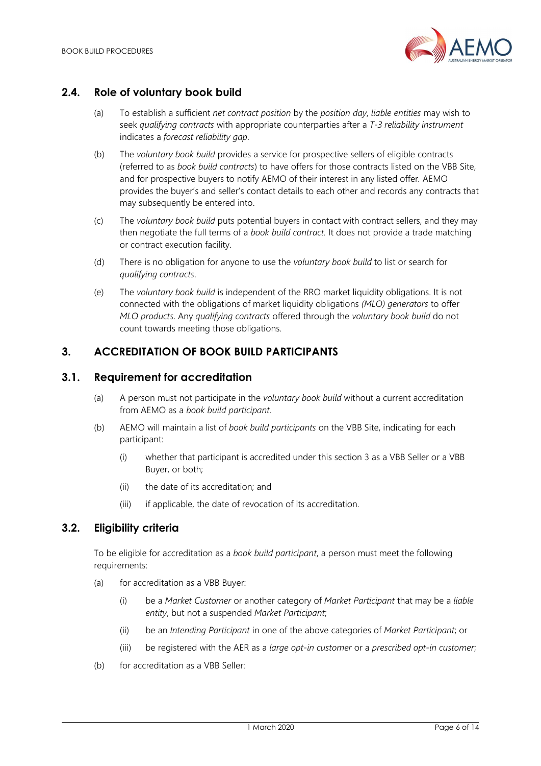## 2.4. Role of voluntary book build

(a) To establish a sufficient *net contract position* by the *position day*, *liable entities* may wish to seek *qualifying contracts* with appropriate counterparties after a *T-3 reliability instrument* indicates a *forecast reliability gap*.

(b) The *voluntary book build* provides a service for prospective sellers of eligible contracts (referred to as *book build contracts*) to have offers for those contracts listed on the VBB Site, and for prospective buyers to notify AEMO of their interest in any listed offer. AEMO provides the buyer's and seller's contact details to each other and records any contracts that may subsequently be entered into.

(c) The *voluntary book build* puts potential buyers in contact with contract sellers, and they may then negotiate the full terms of a *book build contract.* It does not provide a trade matching or contract execution facility.

(d) There is no obligation for anyone to use the *voluntary book build* to list or search for *qualifying contracts*.

(e) The *voluntary book build* is independent of the RRO market liquidity obligations. It is not connected with the obligations of market liquidity obligations *(MLO) generators* to offer *MLO products*. Any *qualifying contracts* offered through the *voluntary book build* do not count towards meeting those obligations.

# 3. ACCREDITATION OF BOOK BUILD PARTICIPANTS

## 3.1. Requirement for accreditation

(a) A person must not participate in the *voluntary book build* without a current accreditation from AEMO as a *book build participant*.

(b) AEMO will maintain a list of *book build participants* on the VBB Site, indicating for each participant:

  (i) whether that participant is accredited under this section 3 as a VBB Seller or a VBB Buyer, or both;

  (ii) the date of its accreditation; and

  (iii) if applicable, the date of revocation of its accreditation.

## 3.2. Eligibility criteria

To be eligible for accreditation as a *book build participant*, a person must meet the following requirements:

(a) for accreditation as a VBB Buyer:

  (i) be a *Market Customer* or another category of *Market Participant* that may be a *liable entity*, but not a suspended *Market Participant*;

  (ii) be an *Intending Participant* in one of the above categories of *Market Participant*; or

  (iii) be registered with the AER as a *large opt-in customer* or a *prescribed opt-in customer*;

(b) for accreditation as a VBB Seller: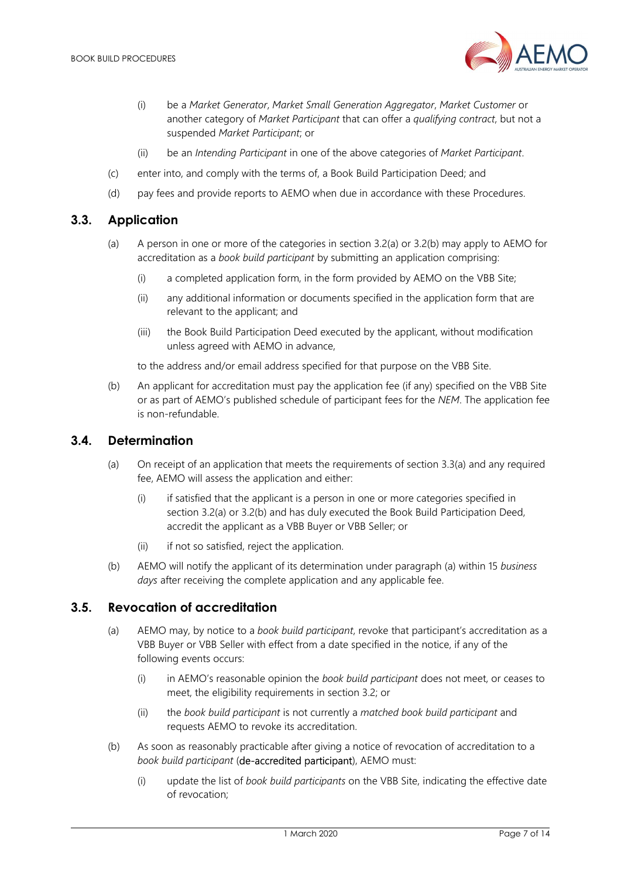(i) be a *Market Generator*, *Market Small Generation Aggregator*, *Market Customer* or another category of *Market Participant* that can offer a *qualifying contract*, but not a suspended *Market Participant*; or

(ii) be an *Intending Participant* in one of the above categories of *Market Participant*.

(c) enter into, and comply with the terms of, a Book Build Participation Deed; and

(d) pay fees and provide reports to AEMO when due in accordance with these Procedures.

## 3.3. Application

(a) A person in one or more of the categories in section 3.2(a) or 3.2(b) may apply to AEMO for accreditation as a *book build participant* by submitting an application comprising:

(i) a completed application form, in the form provided by AEMO on the VBB Site;

(ii) any additional information or documents specified in the application form that are relevant to the applicant; and

(iii) the Book Build Participation Deed executed by the applicant, without modification unless agreed with AEMO in advance,

to the address and/or email address specified for that purpose on the VBB Site.

(b) An applicant for accreditation must pay the application fee (if any) specified on the VBB Site or as part of AEMO's published schedule of participant fees for the *NEM*. The application fee is non-refundable.

## 3.4. Determination

(a) On receipt of an application that meets the requirements of section 3.3(a) and any required fee, AEMO will assess the application and either:

(i) if satisfied that the applicant is a person in one or more categories specified in section 3.2(a) or 3.2(b) and has duly executed the Book Build Participation Deed, accredit the applicant as a VBB Buyer or VBB Seller; or

(ii) if not so satisfied, reject the application.

(b) AEMO will notify the applicant of its determination under paragraph (a) within 15 *business days* after receiving the complete application and any applicable fee.

## 3.5. Revocation of accreditation

(a) AEMO may, by notice to a *book build participant*, revoke that participant's accreditation as a VBB Buyer or VBB Seller with effect from a date specified in the notice, if any of the following events occurs:

(i) in AEMO's reasonable opinion the *book build participant* does not meet, or ceases to meet, the eligibility requirements in section 3.2; or

(ii) the *book build participant* is not currently a *matched book build participant* and requests AEMO to revoke its accreditation.

(b) As soon as reasonably practicable after giving a notice of revocation of accreditation to a *book build participant* (**de-accredited participant**), AEMO must:

(i) update the list of *book build participants* on the VBB Site, indicating the effective date of revocation;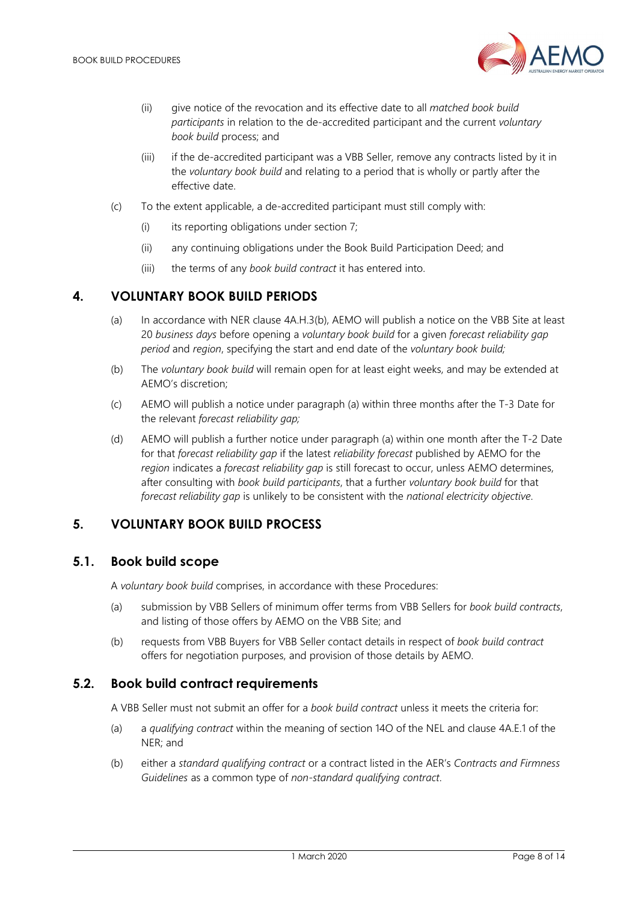(ii) give notice of the revocation and its effective date to all *matched book build participants* in relation to the de-accredited participant and the current *voluntary book build* process; and

(iii) if the de-accredited participant was a VBB Seller, remove any contracts listed by it in the *voluntary book build* and relating to a period that is wholly or partly after the effective date.

(c) To the extent applicable, a de-accredited participant must still comply with:

(i) its reporting obligations under section 7;

(ii) any continuing obligations under the Book Build Participation Deed; and

(iii) the terms of any *book build contract* it has entered into.

## 4. VOLUNTARY BOOK BUILD PERIODS

(a) In accordance with NER clause 4A.H.3(b), AEMO will publish a notice on the VBB Site at least 20 *business days* before opening a *voluntary book build* for a given *forecast reliability gap period* and *region*, specifying the start and end date of the *voluntary book build;*

(b) The *voluntary book build* will remain open for at least eight weeks, and may be extended at AEMO's discretion;

(c) AEMO will publish a notice under paragraph (a) within three months after the T-3 Date for the relevant *forecast reliability gap;*

(d) AEMO will publish a further notice under paragraph (a) within one month after the T-2 Date for that *forecast reliability gap* if the latest *reliability forecast* published by AEMO for the *region* indicates a *forecast reliability gap* is still forecast to occur, unless AEMO determines, after consulting with *book build participants*, that a further *voluntary book build* for that *forecast reliability gap* is unlikely to be consistent with the *national electricity objective*.

## 5. VOLUNTARY BOOK BUILD PROCESS

### 5.1. Book build scope

A *voluntary book build* comprises, in accordance with these Procedures:

(a) submission by VBB Sellers of minimum offer terms from VBB Sellers for *book build contracts*, and listing of those offers by AEMO on the VBB Site; and

(b) requests from VBB Buyers for VBB Seller contact details in respect of *book build contract* offers for negotiation purposes, and provision of those details by AEMO.

### 5.2. Book build contract requirements

A VBB Seller must not submit an offer for a *book build contract* unless it meets the criteria for:

(a) a *qualifying contract* within the meaning of section 14O of the NEL and clause 4A.E.1 of the NER; and

(b) either a *standard qualifying contract* or a contract listed in the AER's *Contracts and Firmness Guidelines* as a common type of *non-standard qualifying contract*.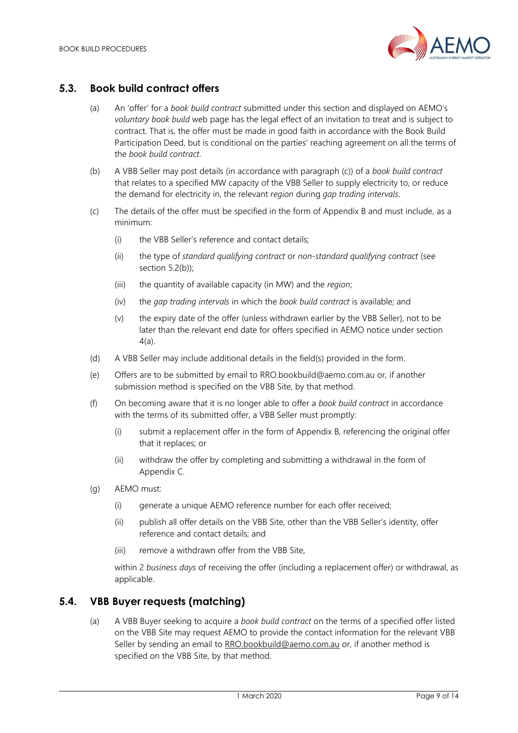## 5.3. Book build contract offers

(a) An 'offer' for a *book build contract* submitted under this section and displayed on AEMO's *voluntary book build* web page has the legal effect of an invitation to treat and is subject to contract. That is, the offer must be made in good faith in accordance with the Book Build Participation Deed, but is conditional on the parties' reaching agreement on all the terms of the *book build contract*.

(b) A VBB Seller may post details (in accordance with paragraph (c)) of a *book build contract* that relates to a specified MW capacity of the VBB Seller to supply electricity to, or reduce the demand for electricity in, the relevant *region* during *gap trading intervals*.

(c) The details of the offer must be specified in the form of Appendix B and must include, as a minimum:

  (i) the VBB Seller's reference and contact details;

  (ii) the type of *standard qualifying contract* or *non-standard qualifying contract* (see section 5.2(b));

  (iii) the quantity of available capacity (in MW) and the *region*;

  (iv) the *gap trading intervals* in which the *book build contract* is available; and

  (v) the expiry date of the offer (unless withdrawn earlier by the VBB Seller), not to be later than the relevant end date for offers specified in AEMO notice under section 4(a).

(d) A VBB Seller may include additional details in the field(s) provided in the form.

(e) Offers are to be submitted by email to RRO.bookbuild@aemo.com.au or, if another submission method is specified on the VBB Site, by that method.

(f) On becoming aware that it is no longer able to offer a *book build contract* in accordance with the terms of its submitted offer, a VBB Seller must promptly:

  (i) submit a replacement offer in the form of Appendix B, referencing the original offer that it replaces; or

  (ii) withdraw the offer by completing and submitting a withdrawal in the form of Appendix C.

(g) AEMO must:

  (i) generate a unique AEMO reference number for each offer received;

  (ii) publish all offer details on the VBB Site, other than the VBB Seller's identity, offer reference and contact details; and

  (iii) remove a withdrawn offer from the VBB Site,

  within 2 *business days* of receiving the offer (including a replacement offer) or withdrawal, as applicable.

## 5.4. VBB Buyer requests (matching)

(a) A VBB Buyer seeking to acquire a *book build contract* on the terms of a specified offer listed on the VBB Site may request AEMO to provide the contact information for the relevant VBB Seller by sending an email to RRO.bookbuild@aemo.com.au or, if another method is specified on the VBB Site, by that method.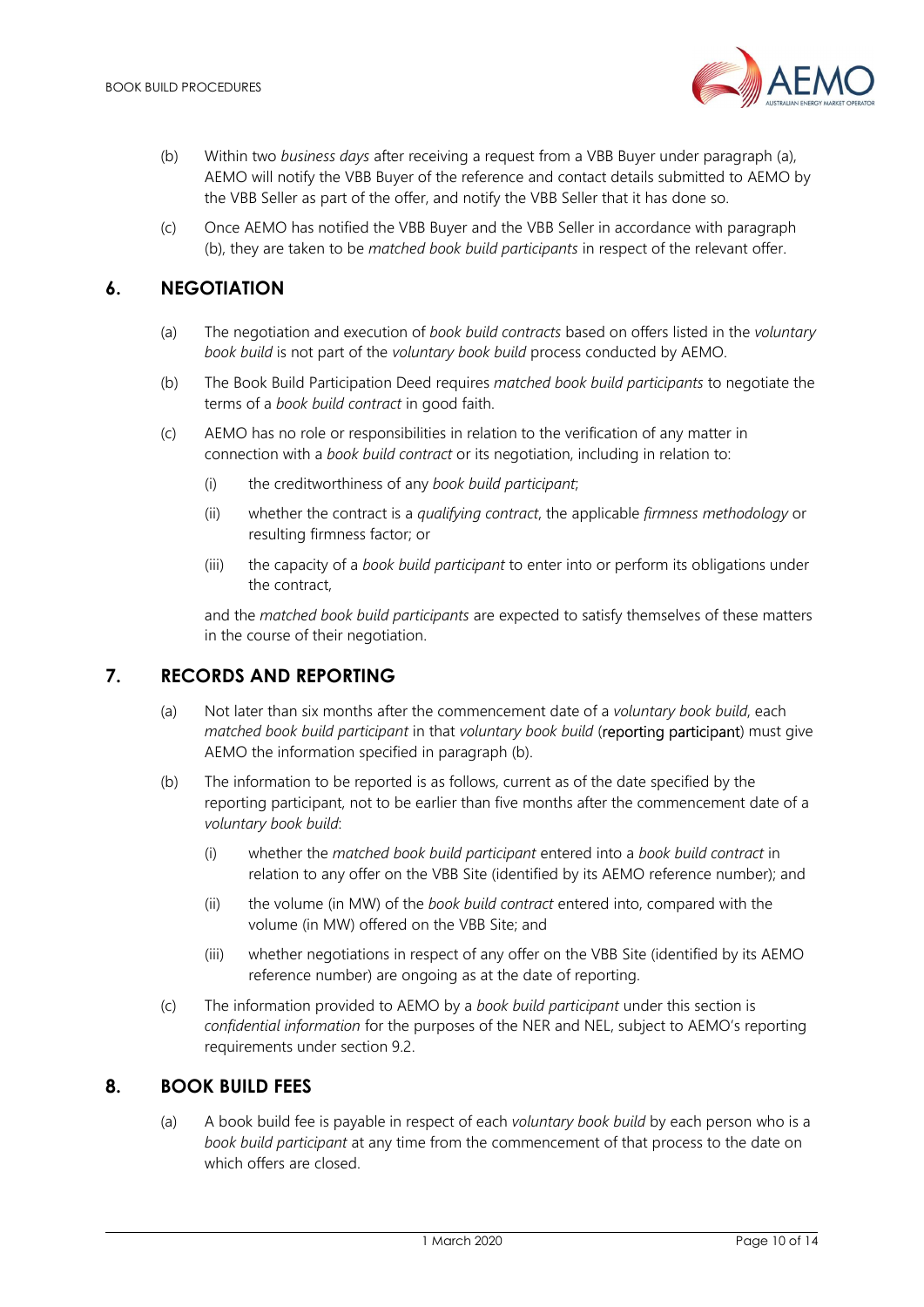(b) Within two *business days* after receiving a request from a VBB Buyer under paragraph (a), AEMO will notify the VBB Buyer of the reference and contact details submitted to AEMO by the VBB Seller as part of the offer, and notify the VBB Seller that it has done so.

(c) Once AEMO has notified the VBB Buyer and the VBB Seller in accordance with paragraph (b), they are taken to be *matched book build participants* in respect of the relevant offer.

## 6. NEGOTIATION

(a) The negotiation and execution of *book build contracts* based on offers listed in the *voluntary book build* is not part of the *voluntary book build* process conducted by AEMO.

(b) The Book Build Participation Deed requires *matched book build participants* to negotiate the terms of a *book build contract* in good faith.

(c) AEMO has no role or responsibilities in relation to the verification of any matter in connection with a *book build contract* or its negotiation, including in relation to:

   (i) the creditworthiness of any *book build participant*;

   (ii) whether the contract is a *qualifying contract*, the applicable *firmness methodology* or resulting firmness factor; or

   (iii) the capacity of a *book build participant* to enter into or perform its obligations under the contract,

   and the *matched book build participants* are expected to satisfy themselves of these matters in the course of their negotiation.

## 7. RECORDS AND REPORTING

(a) Not later than six months after the commencement date of a *voluntary book build*, each *matched book build participant* in that *voluntary book build* (**reporting participant**) must give AEMO the information specified in paragraph (b).

(b) The information to be reported is as follows, current as of the date specified by the reporting participant, not to be earlier than five months after the commencement date of a *voluntary book build*:

   (i) whether the *matched book build participant* entered into a *book build contract* in relation to any offer on the VBB Site (identified by its AEMO reference number); and

   (ii) the volume (in MW) of the *book build contract* entered into, compared with the volume (in MW) offered on the VBB Site; and

   (iii) whether negotiations in respect of any offer on the VBB Site (identified by its AEMO reference number) are ongoing as at the date of reporting.

(c) The information provided to AEMO by a *book build participant* under this section is *confidential information* for the purposes of the NER and NEL, subject to AEMO's reporting requirements under section 9.2.

## 8. BOOK BUILD FEES

(a) A book build fee is payable in respect of each *voluntary book build* by each person who is a *book build participant* at any time from the commencement of that process to the date on which offers are closed.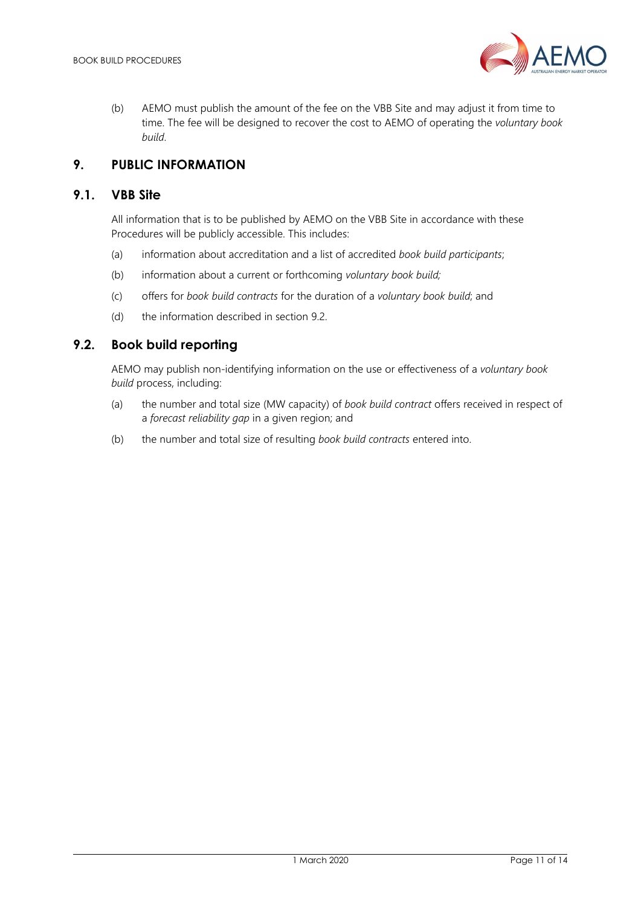(b) AEMO must publish the amount of the fee on the VBB Site and may adjust it from time to time. The fee will be designed to recover the cost to AEMO of operating the *voluntary book build*.

## 9. PUBLIC INFORMATION

### 9.1. VBB Site

All information that is to be published by AEMO on the VBB Site in accordance with these Procedures will be publicly accessible. This includes:

(a) information about accreditation and a list of accredited *book build participants*;

(b) information about a current or forthcoming *voluntary book build;*

(c) offers for *book build contracts* for the duration of a *voluntary book build*; and

(d) the information described in section 9.2.

### 9.2. Book build reporting

AEMO may publish non-identifying information on the use or effectiveness of a *voluntary book build* process, including:

(a) the number and total size (MW capacity) of *book build contract* offers received in respect of a *forecast reliability gap* in a given region; and

(b) the number and total size of resulting *book build contracts* entered into.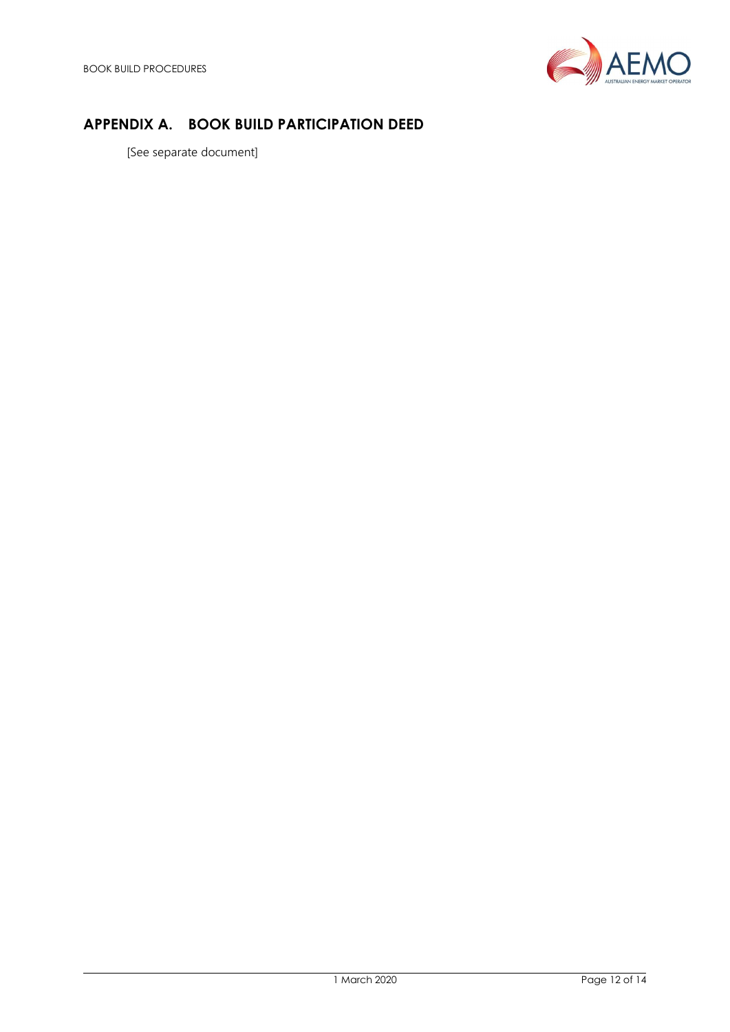# APPENDIX A. BOOK BUILD PARTICIPATION DEED

[See separate document]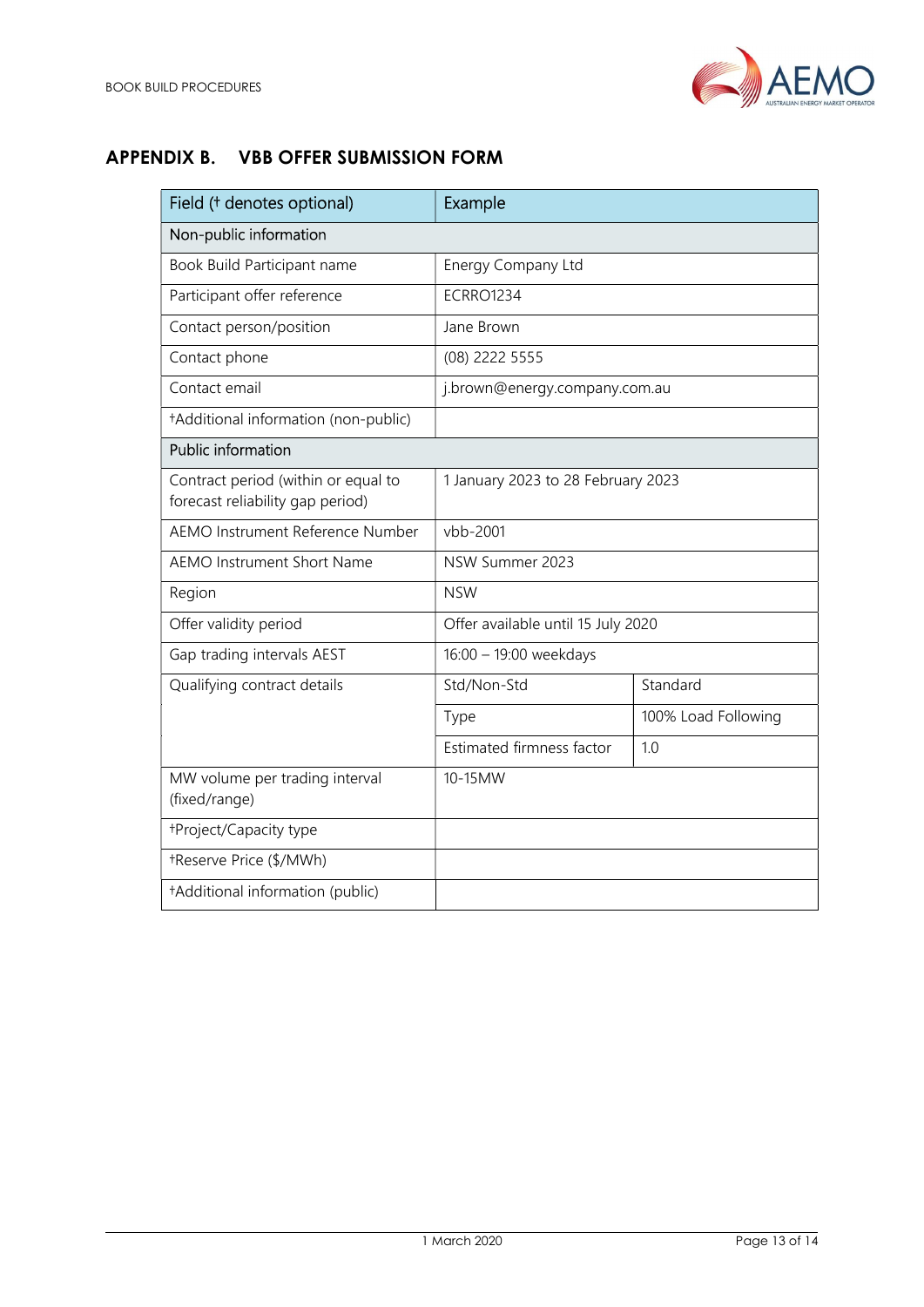## APPENDIX B. VBB OFFER SUBMISSION FORM

| Field († denotes optional) | Example | |
|---|---|---|
| Non-public information | | |
| Book Build Participant name | Energy Company Ltd | |
| Participant offer reference | ECRRO1234 | |
| Contact person/position | Jane Brown | |
| Contact phone | (08) 2222 5555 | |
| Contact email | j.brown@energy.company.com.au | |
| †Additional information (non-public) | | |
| Public information | | |
| Contract period (within or equal to forecast reliability gap period) | 1 January 2023 to 28 February 2023 | |
| AEMO Instrument Reference Number | vbb-2001 | |
| AEMO Instrument Short Name | NSW Summer 2023 | |
| Region | NSW | |
| Offer validity period | Offer available until 15 July 2020 | |
| Gap trading intervals AEST | 16:00 – 19:00 weekdays | |
| Qualifying contract details | Std/Non-Std | Standard |
| | Type | 100% Load Following |
| | Estimated firmness factor | 1.0 |
| MW volume per trading interval (fixed/range) | 10-15MW | |
| †Project/Capacity type | | |
| †Reserve Price ($/MWh) | | |
| †Additional information (public) | | |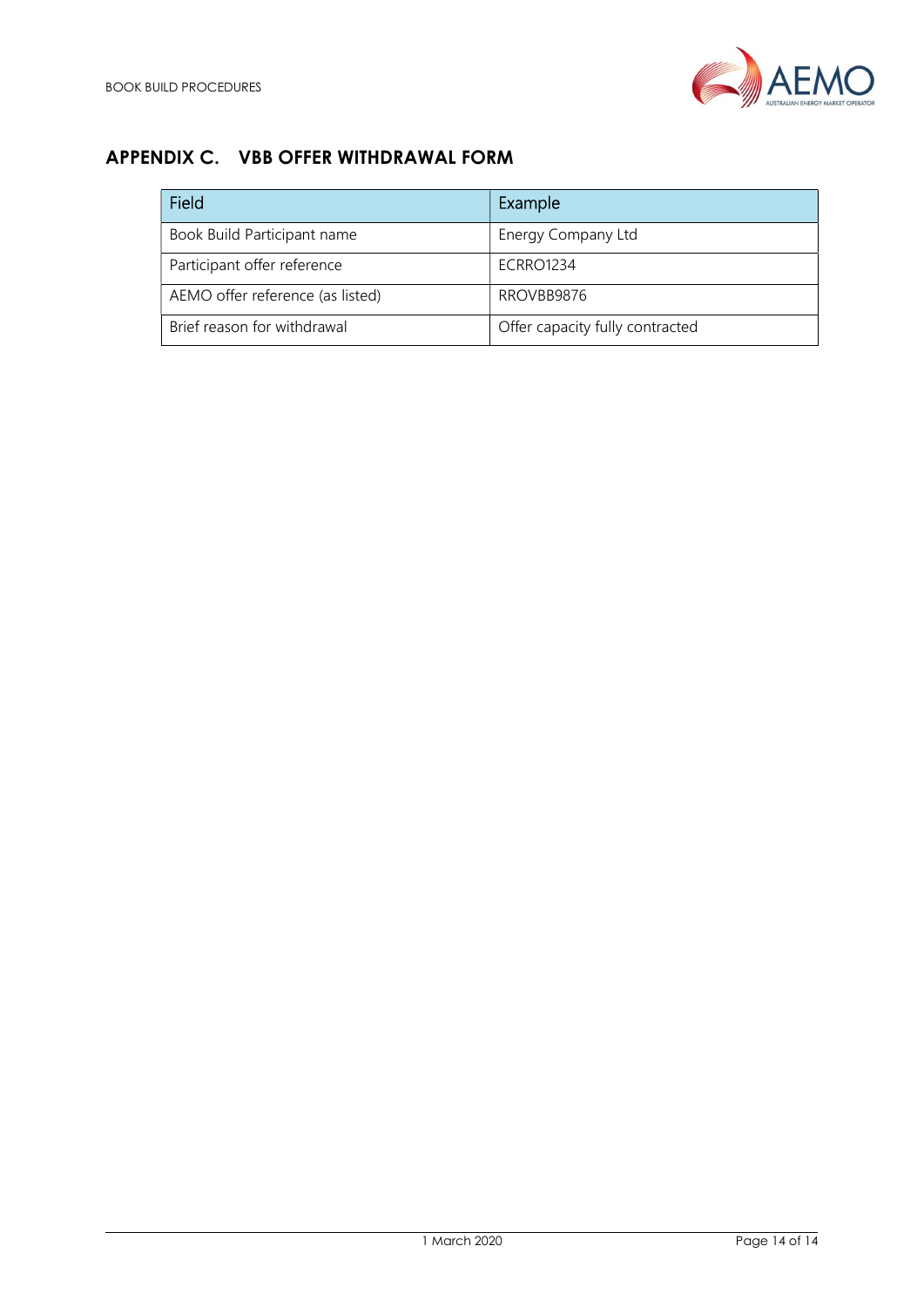## APPENDIX C. VBB OFFER WITHDRAWAL FORM

| Field | Example |
|---|---|
| Book Build Participant name | Energy Company Ltd |
| Participant offer reference | ECRRO1234 |
| AEMO offer reference (as listed) | RROVBB9876 |
| Brief reason for withdrawal | Offer capacity fully contracted |